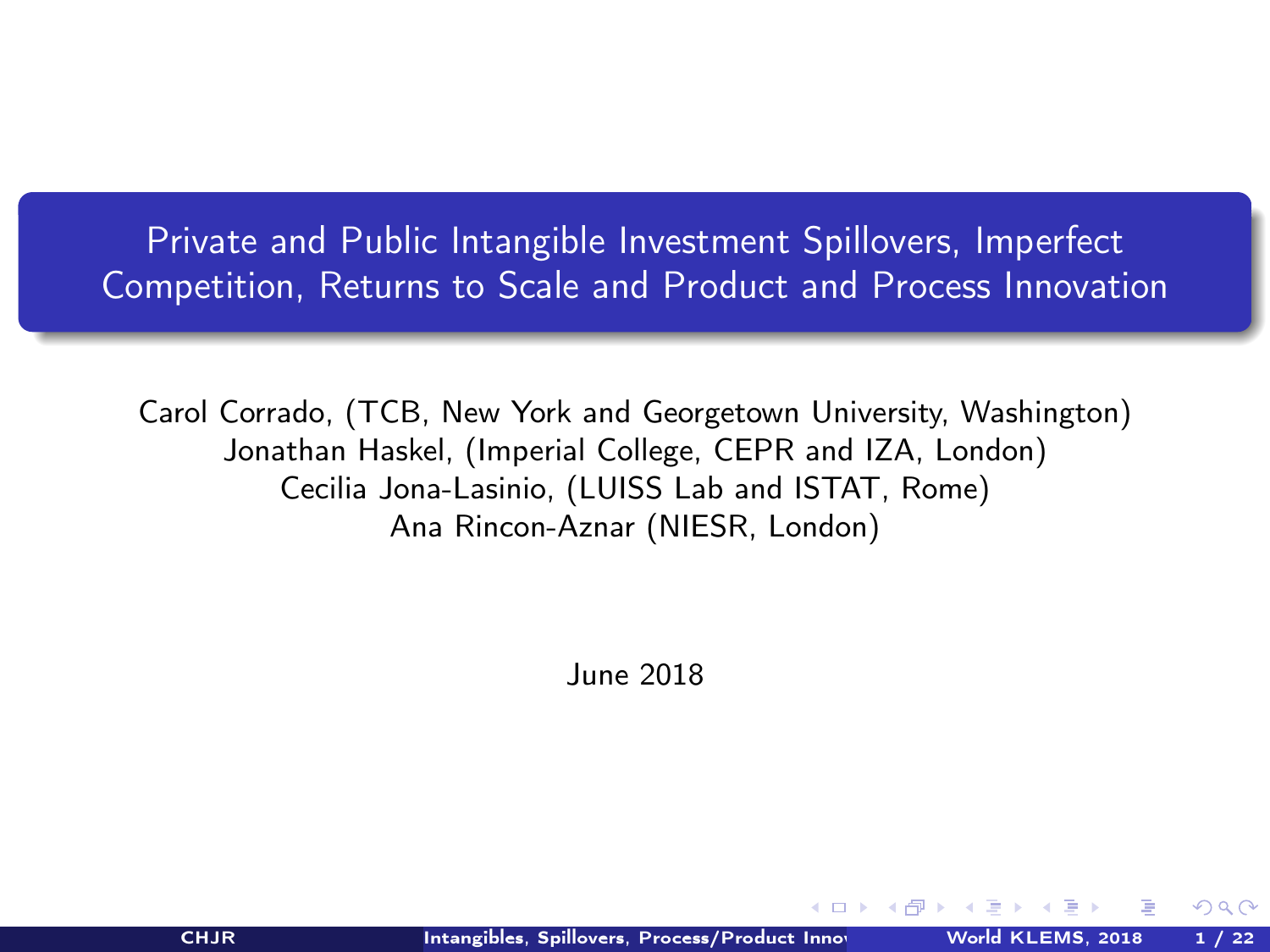# Private and Public Intangible Investment Spillovers, Imperfect Competition, Returns to Scale and Product and Process Innovation

Carol Corrado, (TCB, New York and Georgetown University, Washington)
Jonathan Haskel, (Imperial College, CEPR and IZA, London)
Cecilia Jona-Lasinio, (LUISS Lab and ISTAT, Rome)
Ana Rincon-Aznar (NIESR, London)

June 2018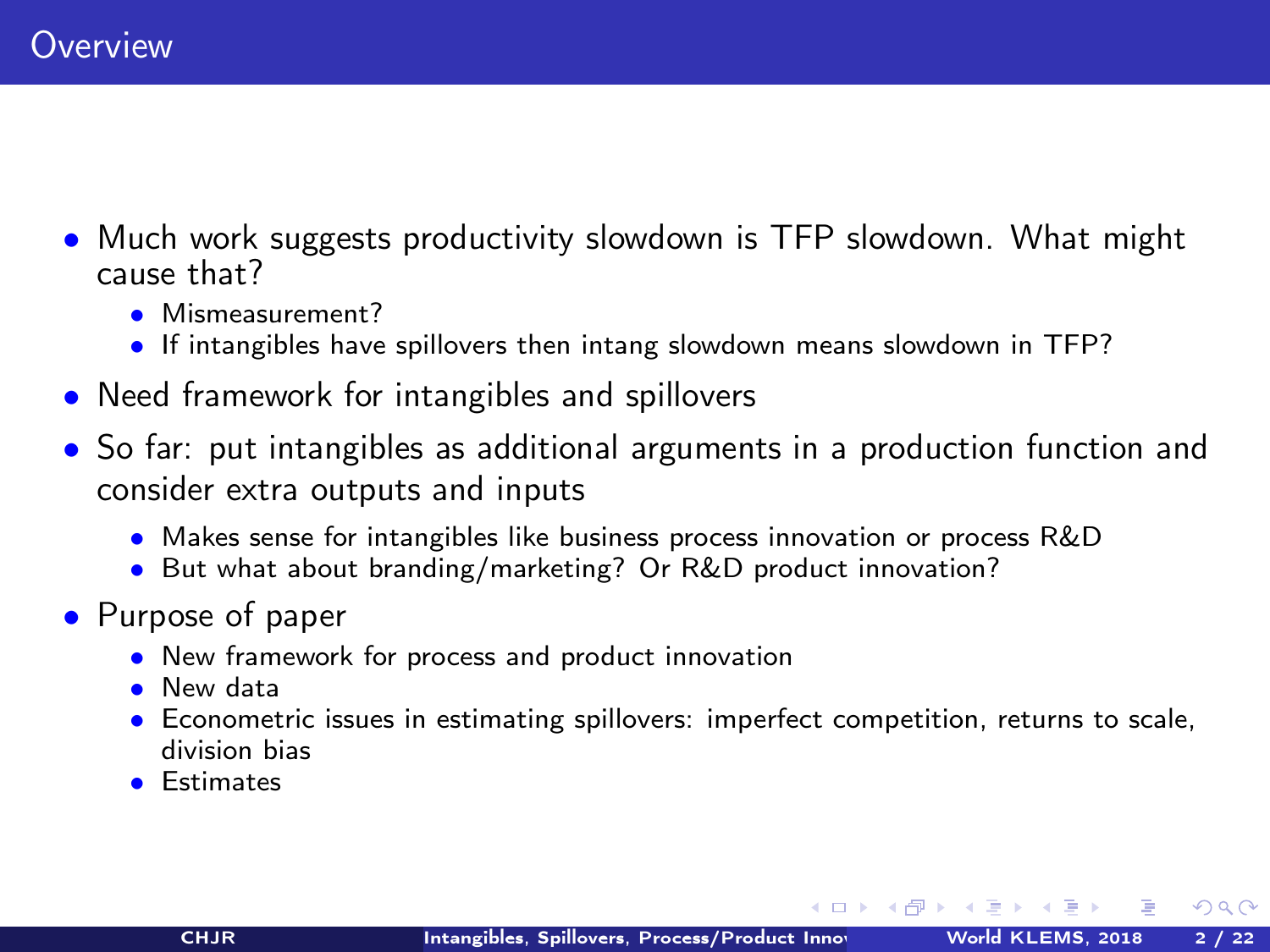# Overview

- Much work suggests productivity slowdown is TFP slowdown. What might cause that?
  - Mismeasurement?
  - If intangibles have spillovers then intang slowdown means slowdown in TFP?
- Need framework for intangibles and spillovers
- So far: put intangibles as additional arguments in a production function and consider extra outputs and inputs
  - Makes sense for intangibles like business process innovation or process R&D
  - But what about branding/marketing? Or R&D product innovation?
- Purpose of paper
  - New framework for process and product innovation
  - New data
  - Econometric issues in estimating spillovers: imperfect competition, returns to scale, division bias
  - Estimates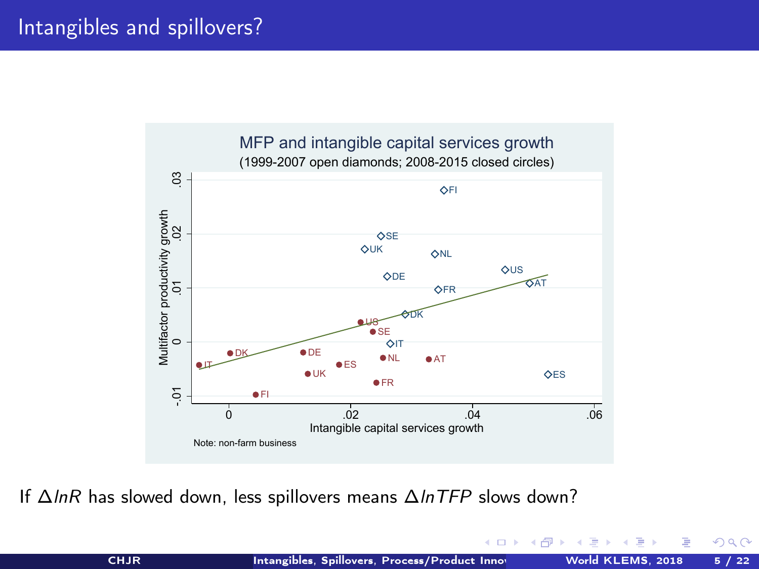# Intangibles and spillovers?

MFP and intangible capital services growth

(1999-2007 open diamonds; 2008-2015 closed circles)

Note: non-farm business

If $\Delta lnR$ has slowed down, less spillovers means $\Delta lnTFP$ slows down?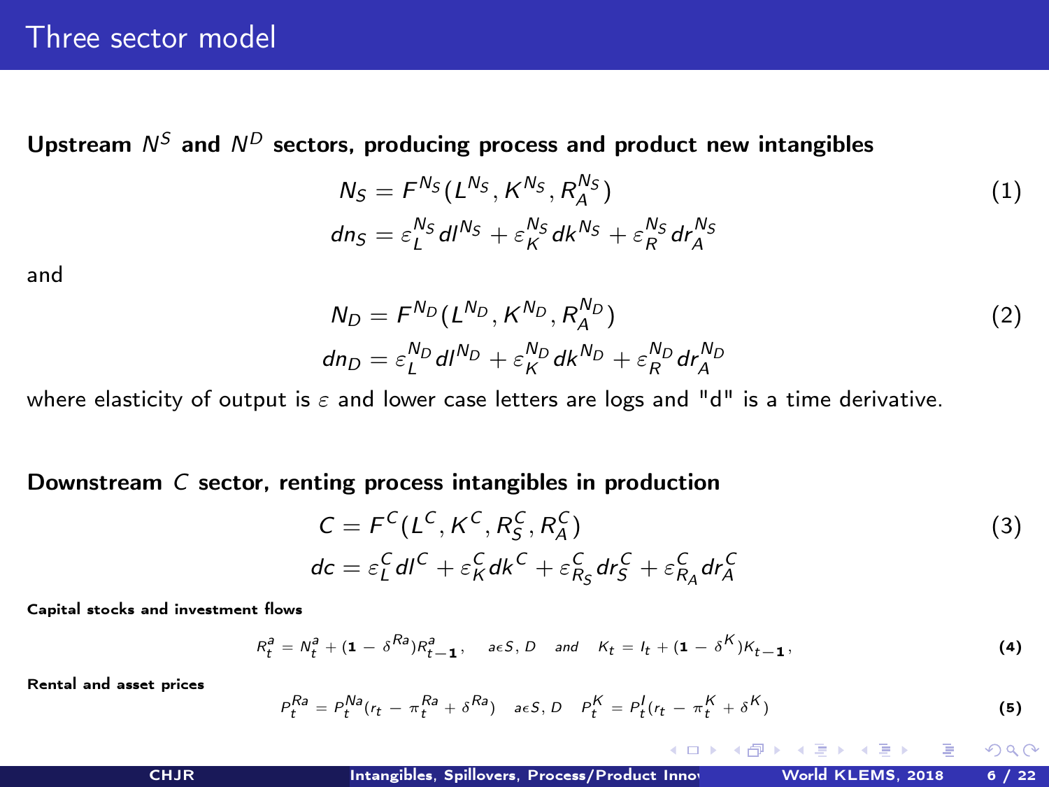# Three sector model

**Upstream $N^S$ and $N^D$ sectors, producing process and product new intangibles**

$$N_S = F^{N_S}(L^{N_S}, K^{N_S}, R_A^{N_S})$$
$$dn_S = \varepsilon_L^{N_S} dl^{N_S} + \varepsilon_K^{N_S} dk^{N_S} + \varepsilon_R^{N_S} dr_A^{N_S} \tag{1}$$

and

$$N_D = F^{N_D}(L^{N_D}, K^{N_D}, R_A^{N_D})$$
$$dn_D = \varepsilon_L^{N_D} dl^{N_D} + \varepsilon_K^{N_D} dk^{N_D} + \varepsilon_R^{N_D} dr_A^{N_D} \tag{2}$$

where elasticity of output is $\varepsilon$ and lower case letters are logs and "d" is a time derivative.

**Downstream $C$ sector, renting process intangibles in production**

$$C = F^C(L^C, K^C, R_S^C, R_A^C)$$
$$dc = \varepsilon_L^C dl^C + \varepsilon_K^C dk^C + \varepsilon_{R_S}^C dr_S^C + \varepsilon_{R_A}^C dr_A^C \tag{3}$$

**Capital stocks and investment flows**

$$R_t^a = N_t^a + (1 - \delta^{Ra})R_{t-1}^a, \quad a \epsilon S, D \quad and \quad K_t = I_t + (1 - \delta^K)K_{t-1}, \tag{4}$$

**Rental and asset prices**

$$P_t^{Ra} = P_t^{Na}(r_t - \pi_t^{Ra} + \delta^{Ra}) \quad a \epsilon S, D \quad P_t^K = P_t^I(r_t - \pi_t^K + \delta^K) \tag{5}$$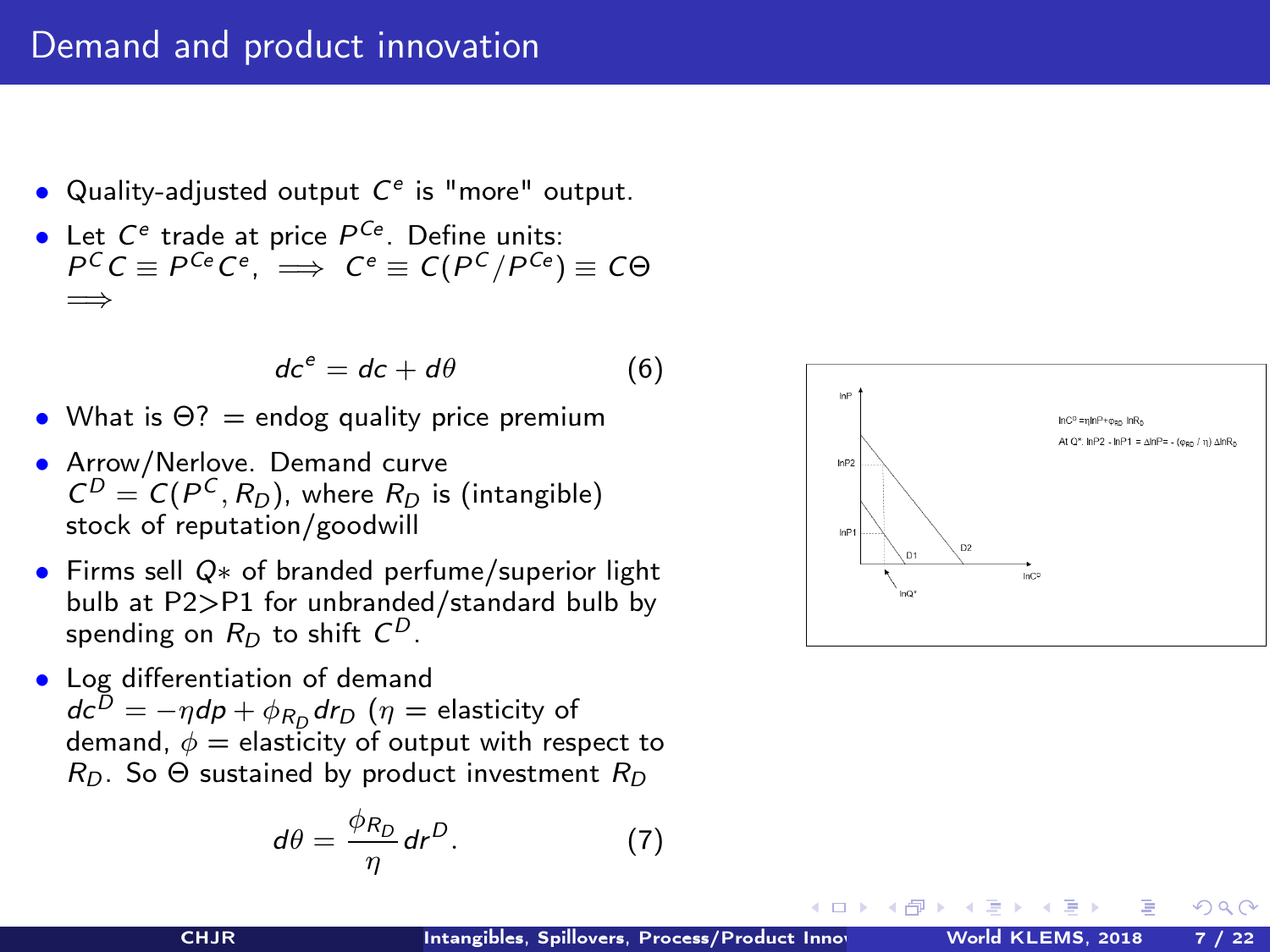# Demand and product innovation

- Quality-adjusted output $C^e$ is "more" output.
- Let $C^e$ trade at price $P^{Ce}$. Define units: $P^C C \equiv P^{Ce} C^e$, $\implies$ $C^e \equiv C(P^C / P^{Ce}) \equiv C\Theta$ $\implies$

$$dc^e = dc + d\theta \qquad (6)$$

- What is $\Theta$? = endog quality price premium
- Arrow/Nerlove. Demand curve $C^D = C(P^C, R_D)$, where $R_D$ is (intangible) stock of reputation/goodwill
- Firms sell $Q*$ of branded perfume/superior light bulb at P2>P1 for unbranded/standard bulb by spending on $R_D$ to shift $C^D$.
- Log differentiation of demand $dc^D = -\eta dp + \phi_{R_D} dr_D$ ($\eta$ = elasticity of demand, $\phi$ = elasticity of output with respect to $R_D$. So $\Theta$ sustained by product investment $R_D$

$$d\theta = \frac{\phi_{R_D}}{\eta} dr^D. \qquad (7)$$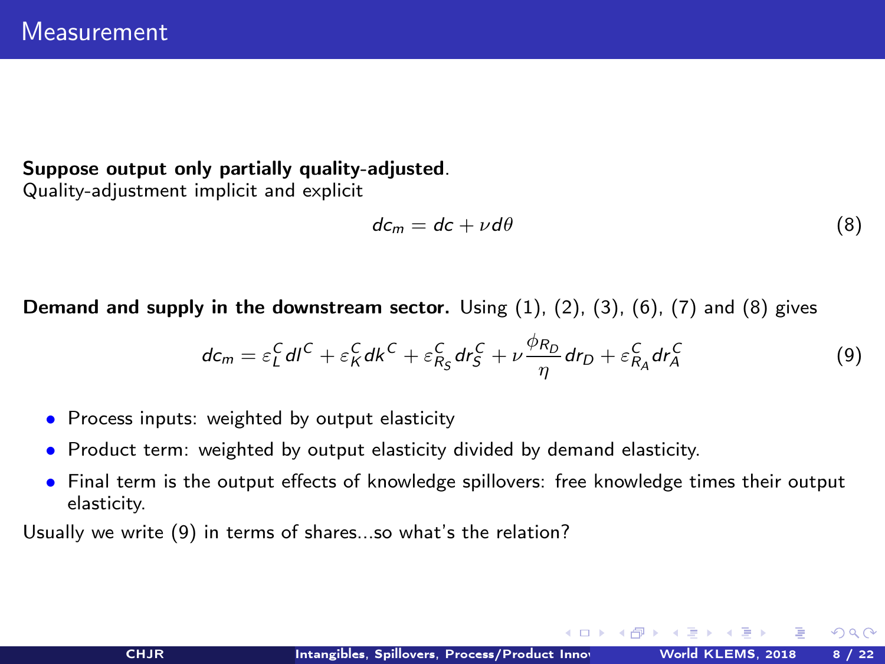# Measurement

**Suppose output only partially quality-adjusted**.
Quality-adjustment implicit and explicit

$$dc_m = dc + \nu d\theta \tag{8}$$

**Demand and supply in the downstream sector.** Using (1), (2), (3), (6), (7) and (8) gives

$$dc_m = \varepsilon_L^C dl^C + \varepsilon_K^C dk^C + \varepsilon_{R_S}^C dr_S^C + \nu \frac{\phi_{R_D}}{\eta} dr_D + \varepsilon_{R_A}^C dr_A^C \tag{9}$$

- Process inputs: weighted by output elasticity
- Product term: weighted by output elasticity divided by demand elasticity.
- Final term is the output effects of knowledge spillovers: free knowledge times their output elasticity.

Usually we write (9) in terms of shares...so what's the relation?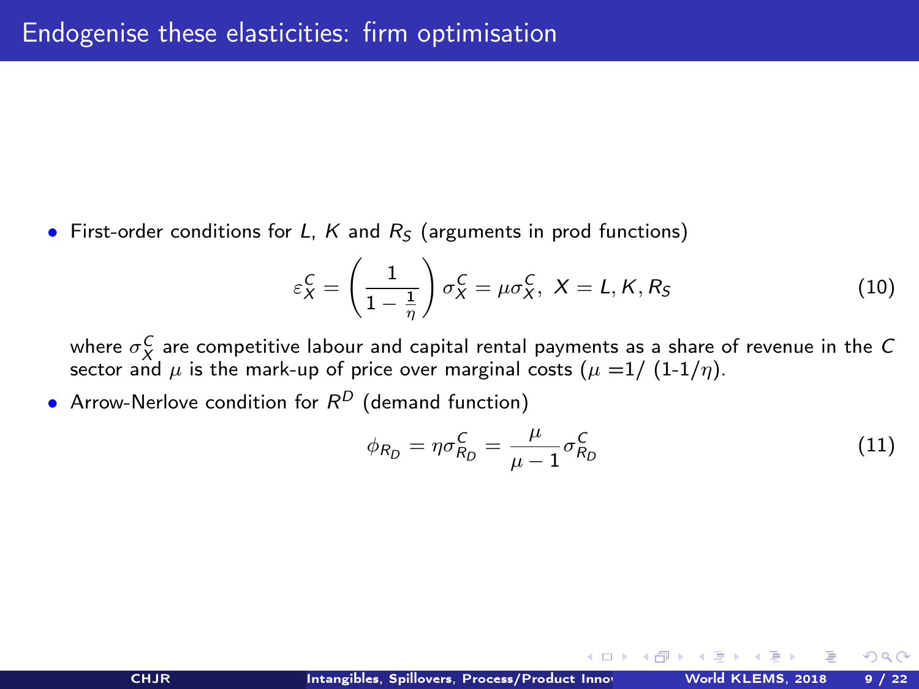# Endogenise these elasticities: firm optimisation

- First-order conditions for $L$, $K$ and $R_S$ (arguments in prod functions)

$$\varepsilon_X^C = \left(\frac{1}{1-\frac{1}{\eta}}\right)\sigma_X^C = \mu\sigma_X^C,\ X = L, K, R_S \tag{10}$$

where $\sigma_X^C$ are competitive labour and capital rental payments as a share of revenue in the $C$ sector and $\mu$ is the mark-up of price over marginal costs ($\mu$ =1/ (1-1/$\eta$).

- Arrow-Nerlove condition for $R^D$ (demand function)

$$\phi_{R_D} = \eta\sigma_{R_D}^C = \frac{\mu}{\mu-1}\sigma_{R_D}^C \tag{11}$$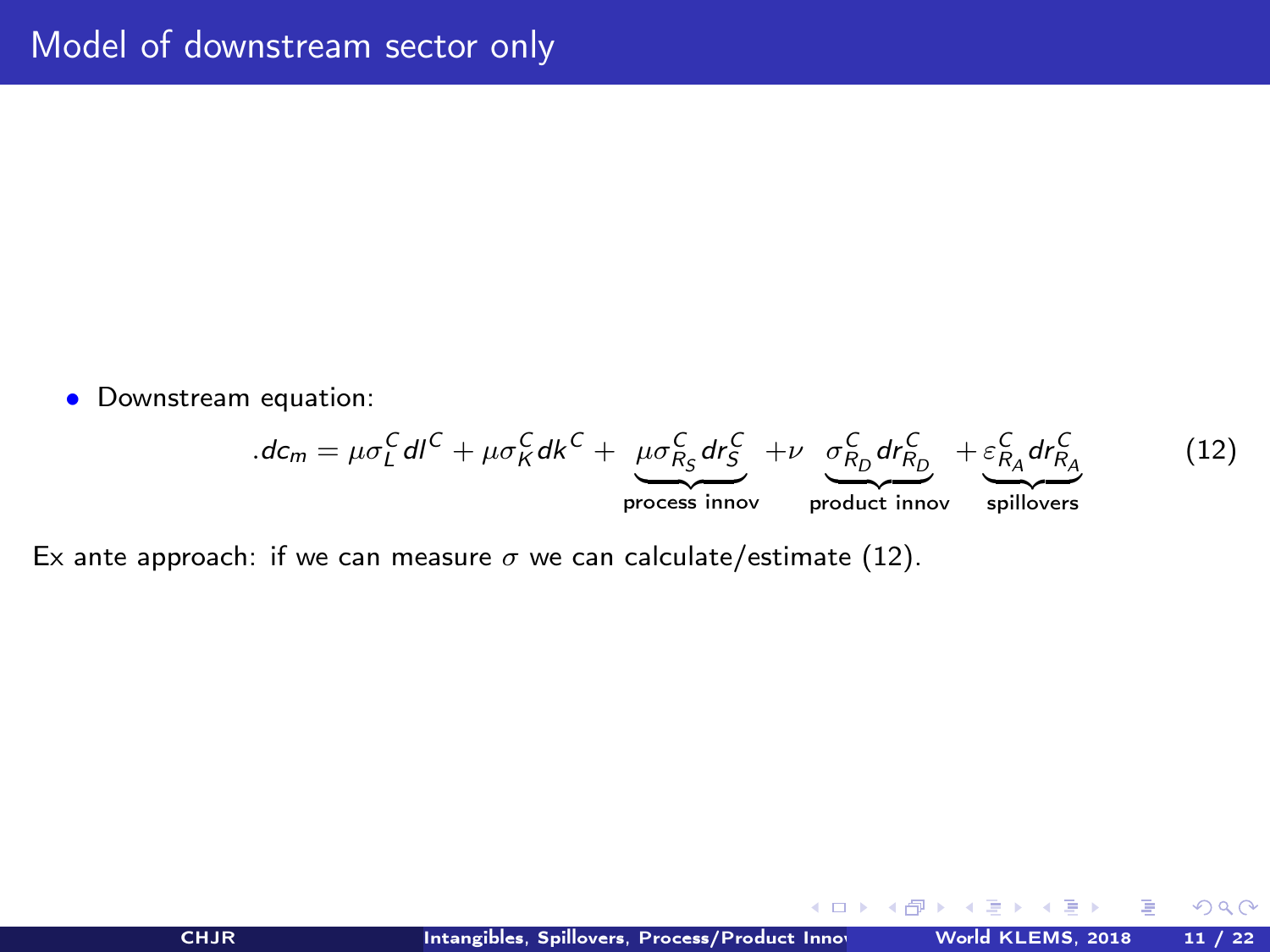# Model of downstream sector only

- Downstream equation:

$$.dc_m = \mu\sigma_L^C dl^C + \mu\sigma_K^C dk^C + \underbrace{\mu\sigma_{R_S}^C dr_S^C}_{\text{process innov}} + \nu \underbrace{\sigma_{R_D}^C dr_{R_D}^C}_{\text{product innov}} + \underbrace{\varepsilon_{R_A}^C dr_{R_A}^C}_{\text{spillovers}} \tag{12}$$

Ex ante approach: if we can measure $\sigma$ we can calculate/estimate (12).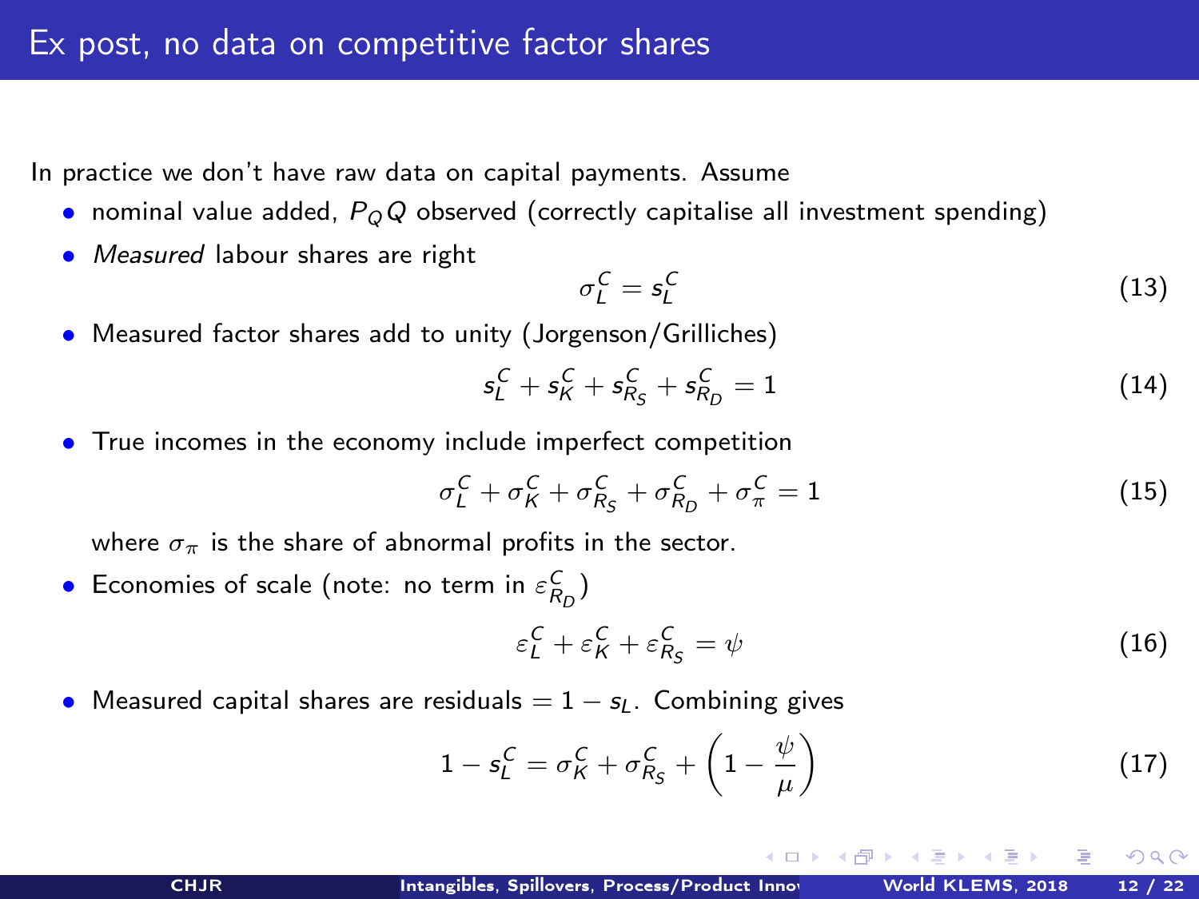# Ex post, no data on competitive factor shares

In practice we don't have raw data on capital payments. Assume

- nominal value added, $P_Q Q$ observed (correctly capitalise all investment spending)
- *Measured* labour shares are right

$$\sigma_L^C = s_L^C \tag{13}$$

- Measured factor shares add to unity (Jorgenson/Grilliches)

$$s_L^C + s_K^C + s_{R_S}^C + s_{R_D}^C = 1 \tag{14}$$

- True incomes in the economy include imperfect competition

$$\sigma_L^C + \sigma_K^C + \sigma_{R_S}^C + \sigma_{R_D}^C + \sigma_\pi^C = 1 \tag{15}$$

  where $\sigma_\pi$ is the share of abnormal profits in the sector.

- Economies of scale (note: no term in $\varepsilon_{R_D}^C$)

$$\varepsilon_L^C + \varepsilon_K^C + \varepsilon_{R_S}^C = \psi \tag{16}$$

- Measured capital shares are residuals $= 1 - s_L$. Combining gives

$$1 - s_L^C = \sigma_K^C + \sigma_{R_S}^C + \left(1 - \frac{\psi}{\mu}\right) \tag{17}$$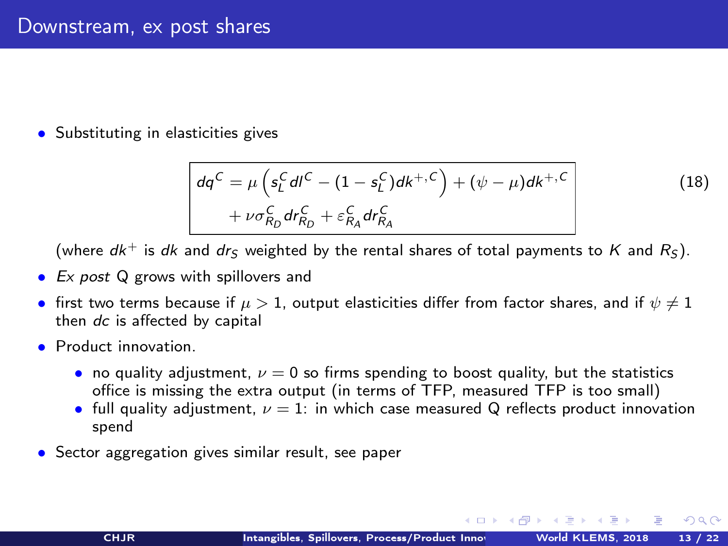# Downstream, ex post shares

- Substituting in elasticities gives

$$dq^C = \mu\left(s_L^C dl^C - (1-s_L^C)dk^{+,C}\right) + (\psi - \mu)dk^{+,C} + \nu\sigma_{R_D}^C dr_{R_D}^C + \varepsilon_{R_A}^C dr_{R_A}^C \quad (18)$$

(where $dk^+$ is $dk$ and $dr_S$ weighted by the rental shares of total payments to $K$ and $R_S$).

- *Ex post* Q grows with spillovers and
- first two terms because if $\mu > 1$, output elasticities differ from factor shares, and if $\psi \neq 1$ then $dc$ is affected by capital
- Product innovation.
  - no quality adjustment, $\nu = 0$ so firms spending to boost quality, but the statistics office is missing the extra output (in terms of TFP, measured TFP is too small)
  - full quality adjustment, $\nu = 1$: in which case measured Q reflects product innovation spend
- Sector aggregation gives similar result, see paper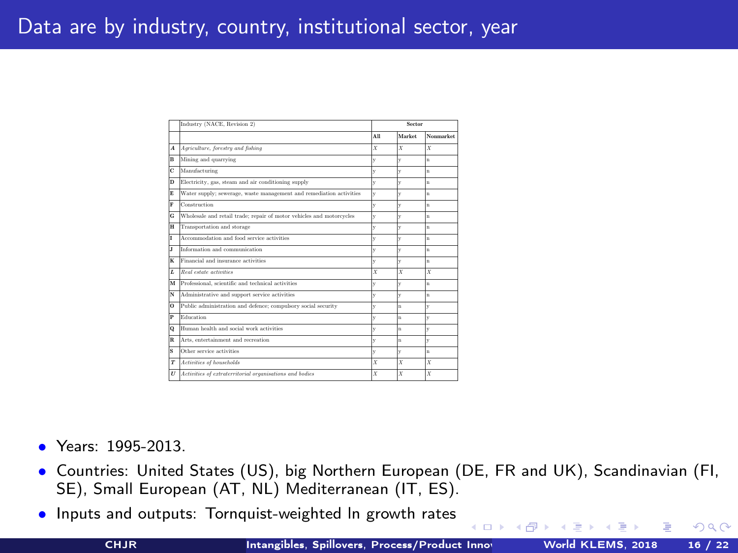# Data are by industry, country, institutional sector, year

| | Industry (NACE, Revision 2) | Sector | | |
|---|---|---|---|---|
| | | **All** | **Market** | **Nonmarket** |
| ***A*** | *Agriculture, forestry and fishing* | *X* | *X* | *X* |
| **B** | Mining and quarrying | y | y | n |
| **C** | Manufacturing | y | y | n |
| **D** | Electricity, gas, steam and air conditioning supply | y | y | n |
| **E** | Water supply; sewerage, waste management and remediation activities | y | y | n |
| **F** | Construction | y | y | n |
| **G** | Wholesale and retail trade; repair of motor vehicles and motorcycles | y | y | n |
| **H** | Transportation and storage | y | y | n |
| **I** | Accommodation and food service activities | y | y | n |
| **J** | Information and communication | y | y | n |
| **K** | Financial and insurance activities | y | y | n |
| ***L*** | *Real estate activities* | *X* | *X* | *X* |
| **M** | Professional, scientific and technical activities | y | y | n |
| **N** | Administrative and support service activities | y | y | n |
| **O** | Public administration and defence; compulsory social security | y | n | y |
| **P** | Education | y | n | y |
| **Q** | Human health and social work activities | y | n | y |
| **R** | Arts, entertainment and recreation | y | n | y |
| **S** | Other service activities | y | y | n |
| ***T*** | *Activities of households* | *X* | *X* | *X* |
| ***U*** | *Activities of extraterritorial organisations and bodies* | *X* | *X* | *X* |

- Years: 1995-2013.
- Countries: United States (US), big Northern European (DE, FR and UK), Scandinavian (FI, SE), Small European (AT, NL) Mediterranean (IT, ES).
- Inputs and outputs: Tornquist-weighted ln growth rates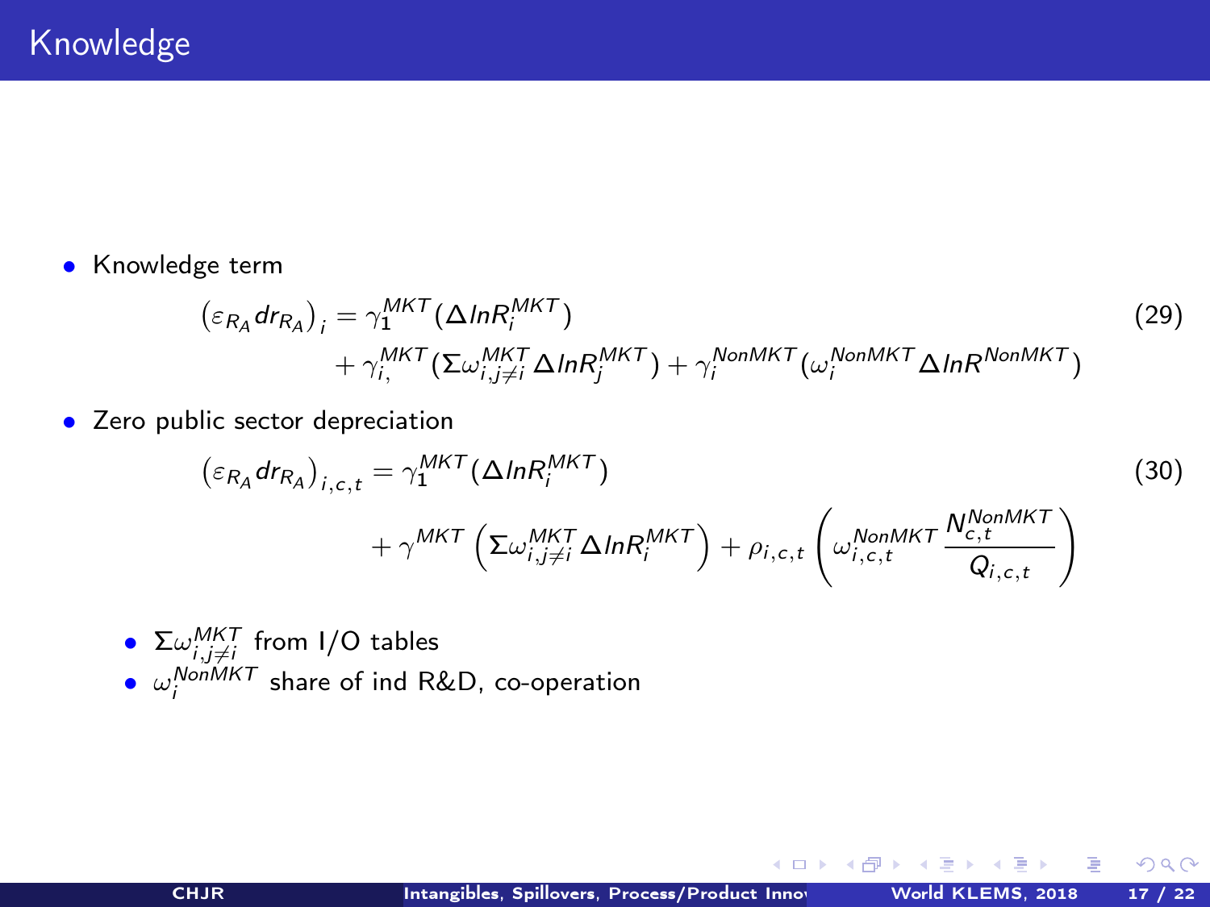# Knowledge

- Knowledge term

$$
\begin{aligned}
\left(\varepsilon_{R_A} dr_{R_A}\right)_i = {} & \gamma_1^{MKT}(\Delta ln R_i^{MKT}) \\
& + \gamma_{i,}^{MKT}(\Sigma\omega_{i,j\neq i}^{MKT}\Delta ln R_j^{MKT}) + \gamma_i^{NonMKT}(\omega_i^{NonMKT}\Delta ln R^{NonMKT})
\end{aligned} \tag{29}
$$

- Zero public sector depreciation

$$
\begin{aligned}
\left(\varepsilon_{R_A} dr_{R_A}\right)_{i,c,t} = {} & \gamma_1^{MKT}(\Delta ln R_i^{MKT}) \\
& + \gamma^{MKT}\left(\Sigma\omega_{i,j\neq i}^{MKT}\Delta ln R_i^{MKT}\right) + \rho_{i,c,t}\left(\omega_{i,c,t}^{NonMKT}\frac{N_{c,t}^{NonMKT}}{Q_{i,c,t}}\right)
\end{aligned} \tag{30}
$$

  - $\Sigma\omega_{i,j\neq i}^{MKT}$ from I/O tables
  - $\omega_i^{NonMKT}$ share of ind R&D, co-operation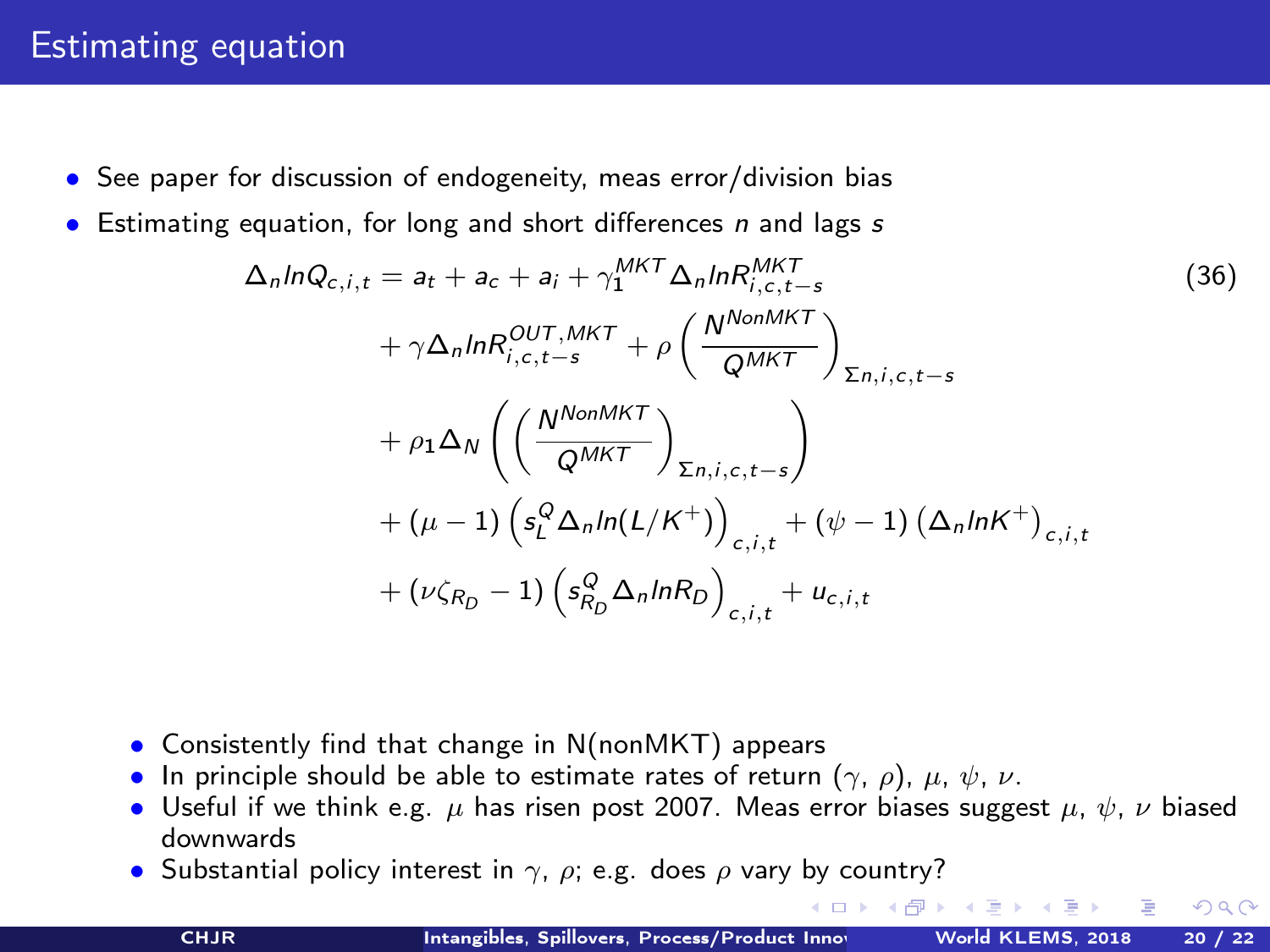## Estimating equation

- See paper for discussion of endogeneity, meas error/division bias
- Estimating equation, for long and short differences $n$ and lags $s$

$$
\begin{aligned}
\Delta_n lnQ_{c,i,t} = {} & a_t + a_c + a_i + \gamma_1^{MKT} \Delta_n lnR^{MKT}_{i,c,t-s} \\
& + \gamma \Delta_n lnR^{OUT,MKT}_{i,c,t-s} + \rho \left( \frac{N^{NonMKT}}{Q^{MKT}} \right)_{\Sigma n,i,c,t-s} \\
& + \rho_1 \Delta_N \left( \left( \frac{N^{NonMKT}}{Q^{MKT}} \right)_{\Sigma n,i,c,t-s} \right) \\
& + (\mu - 1) \left( s_L^Q \Delta_n ln(L/K^+) \right)_{c,i,t} + (\psi - 1) \left( \Delta_n lnK^+ \right)_{c,i,t} \\
& + (\nu \zeta_{R_D} - 1) \left( s_{R_D}^Q \Delta_n lnR_D \right)_{c,i,t} + u_{c,i,t}
\end{aligned}
\tag{36}
$$

- Consistently find that change in N(nonMKT) appears
- In principle should be able to estimate rates of return ($\gamma$, $\rho$), $\mu$, $\psi$, $\nu$.
- Useful if we think e.g. $\mu$ has risen post 2007. Meas error biases suggest $\mu$, $\psi$, $\nu$ biased downwards
- Substantial policy interest in $\gamma$, $\rho$; e.g. does $\rho$ vary by country?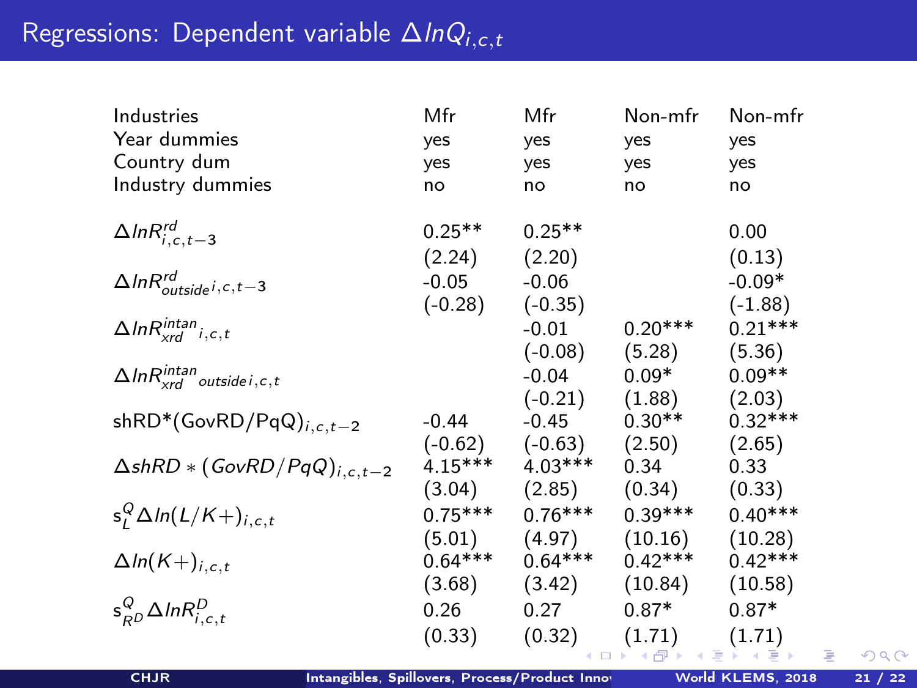## Regressions: Dependent variable $\Delta lnQ_{i,c,t}$

| Industries | Mfr | Mfr | Non-mfr | Non-mfr |
|---|---|---|---|---|
| Year dummies | yes | yes | yes | yes |
| Country dum | yes | yes | yes | yes |
| Industry dummies | no | no | no | no |
| $\Delta lnR^{rd}_{i,c,t-3}$ | 0.25** | 0.25** | | 0.00 |
| | (2.24) | (2.20) | | (0.13) |
| $\Delta lnR^{rd}_{outside\,i,c,t-3}$ | -0.05 | -0.06 | | -0.09* |
| | (-0.28) | (-0.35) | | (-1.88) |
| $\Delta lnR^{intan}_{xrd}{}_{i,c,t}$ | | -0.01 | 0.20*** | 0.21*** |
| | | (-0.08) | (5.28) | (5.36) |
| $\Delta lnR^{intan}_{xrd}{}_{outside\,i,c,t}$ | | -0.04 | 0.09* | 0.09** |
| | | (-0.21) | (1.88) | (2.03) |
| shRD*(GovRD/PqQ)$_{i,c,t-2}$ | -0.44 | -0.45 | 0.30** | 0.32*** |
| | (-0.62) | (-0.63) | (2.50) | (2.65) |
| $\Delta shRD * (GovRD/PqQ)_{i,c,t-2}$ | 4.15*** | 4.03*** | 0.34 | 0.33 |
| | (3.04) | (2.85) | (0.34) | (0.33) |
| $s^Q_L \Delta ln(L/K+)_{i,c,t}$ | 0.75*** | 0.76*** | 0.39*** | 0.40*** |
| | (5.01) | (4.97) | (10.16) | (10.28) |
| $\Delta ln(K+)_{i,c,t}$ | 0.64*** | 0.64*** | 0.42*** | 0.42*** |
| | (3.68) | (3.42) | (10.84) | (10.58) |
| $s^Q_{R^D} \Delta lnR^D_{i,c,t}$ | 0.26 | 0.27 | 0.87* | 0.87* |
| | (0.33) | (0.32) | (1.71) | (1.71) |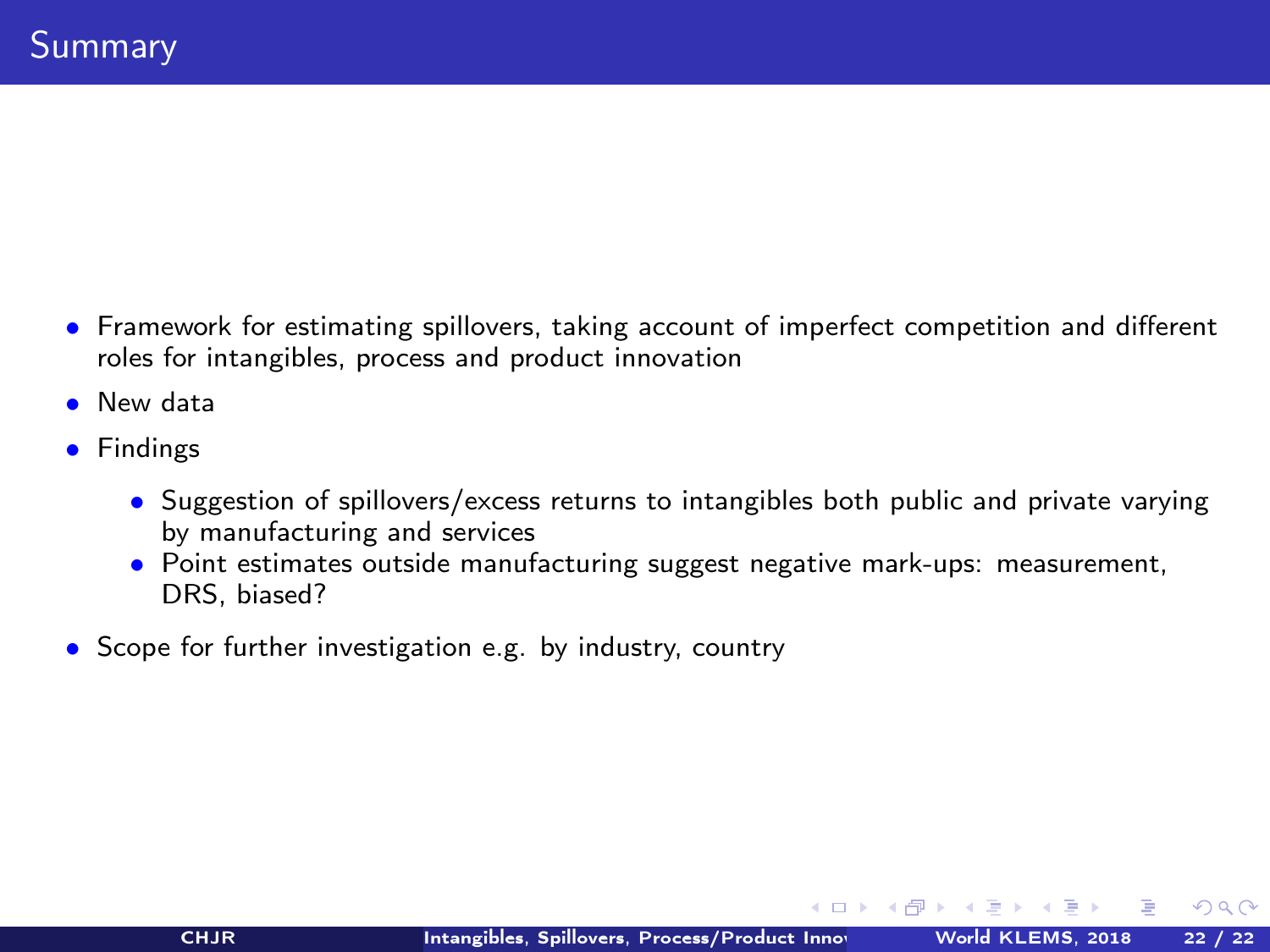# Summary

- Framework for estimating spillovers, taking account of imperfect competition and different roles for intangibles, process and product innovation
- New data
- Findings
  - Suggestion of spillovers/excess returns to intangibles both public and private varying by manufacturing and services
  - Point estimates outside manufacturing suggest negative mark-ups: measurement, DRS, biased?
- Scope for further investigation e.g. by industry, country